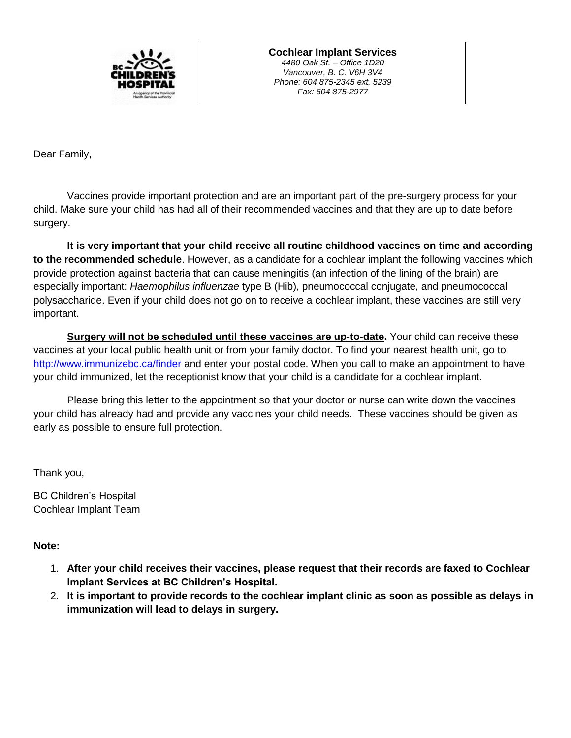**Cochlear Implant Services**
*4480 Oak St. – Office 1D20*
*Vancouver, B. C. V6H 3V4*
*Phone: 604 875-2345 ext. 5239*
*Fax: 604 875-2977*

Dear Family,

Vaccines provide important protection and are an important part of the pre-surgery process for your child. Make sure your child has had all of their recommended vaccines and that they are up to date before surgery.

**It is very important that your child receive all routine childhood vaccines on time and according to the recommended schedule**. However, as a candidate for a cochlear implant the following vaccines which provide protection against bacteria that can cause meningitis (an infection of the lining of the brain) are especially important: *Haemophilus influenzae* type B (Hib), pneumococcal conjugate, and pneumococcal polysaccharide. Even if your child does not go on to receive a cochlear implant, these vaccines are still very important.

<u>**Surgery will not be scheduled until these vaccines are up-to-date**</u>**.** Your child can receive these vaccines at your local public health unit or from your family doctor. To find your nearest health unit, go to [http://www.immunizebc.ca/finder](http://www.immunizebc.ca/finder) and enter your postal code. When you call to make an appointment to have your child immunized, let the receptionist know that your child is a candidate for a cochlear implant.

Please bring this letter to the appointment so that your doctor or nurse can write down the vaccines your child has already had and provide any vaccines your child needs. These vaccines should be given as early as possible to ensure full protection.

Thank you,

BC Children's Hospital
Cochlear Implant Team

**Note:**

1. **After your child receives their vaccines, please request that their records are faxed to Cochlear Implant Services at BC Children's Hospital.**
2. **It is important to provide records to the cochlear implant clinic as soon as possible as delays in immunization will lead to delays in surgery.**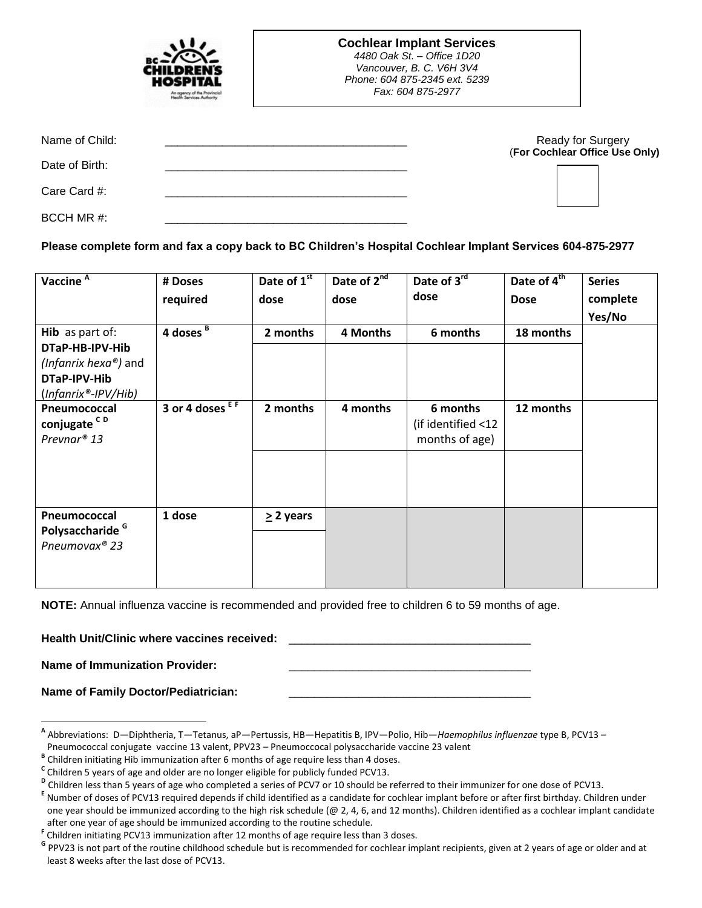**Cochlear Implant Services**
*4480 Oak St. – Office 1D20*
*Vancouver, B. C. V6H 3V4*
*Phone: 604 875-2345 ext. 5239*
*Fax: 604 875-2977*

Name of Child: ______________________________________

Date of Birth: ______________________________________

Care Card #: ______________________________________

BCCH MR #: ______________________________________

Ready for Surgery
(**For Cochlear Office Use Only**)

☐

**Please complete form and fax a copy back to BC Children's Hospital Cochlear Implant Services 604-875-2977**

| Vaccine [A] | # Doses required | Date of 1st dose | Date of 2nd dose | Date of 3rd dose | Date of 4th Dose | Series complete Yes/No |
|---|---|---|---|---|---|---|
| **Hib** as part of: **DTaP-HB-IPV-Hib** *(Infanrix hexa®)* and **DTaP-IPV-Hib** (*Infanrix®-IPV/Hib)* | **4 doses** [B] | **2 months** | **4 Months** | **6 months** | **18 months** | |
| | | | | | | |
| **Pneumococcal conjugate** [C D] *Prevnar® 13* | **3 or 4 doses** [E F] | **2 months** | **4 months** | **6 months** (if identified <12 months of age) | **12 months** | |
| | | | | | | |
| **Pneumococcal Polysaccharide** [G] *Pneumovax® 23* | **1 dose** | **≥ 2 years** | | | | |
| | | | | | | |

**NOTE:** Annual influenza vaccine is recommended and provided free to children 6 to 59 months of age.

**Health Unit/Clinic where vaccines received:** ______________________________________

**Name of Immunization Provider:** ______________________________________

**Name of Family Doctor/Pediatrician:** ______________________________________

---

[A] Abbreviations: D—Diphtheria, T—Tetanus, aP—Pertussis, HB—Hepatitis B, IPV—Polio, Hib—*Haemophilus influenzae* type B, PCV13 – Pneumococcal conjugate vaccine 13 valent, PPV23 – Pneumococcal polysaccharide vaccine 23 valent

[B] Children initiating Hib immunization after 6 months of age require less than 4 doses.

[C] Children 5 years of age and older are no longer eligible for publicly funded PCV13.

[D] Children less than 5 years of age who completed a series of PCV7 or 10 should be referred to their immunizer for one dose of PCV13.

[E] Number of doses of PCV13 required depends if child identified as a candidate for cochlear implant before or after first birthday. Children under one year should be immunized according to the high risk schedule (@ 2, 4, 6, and 12 months). Children identified as a cochlear implant candidate after one year of age should be immunized according to the routine schedule.

[F] Children initiating PCV13 immunization after 12 months of age require less than 3 doses.

[G] PPV23 is not part of the routine childhood schedule but is recommended for cochlear implant recipients, given at 2 years of age or older and at least 8 weeks after the last dose of PCV13.